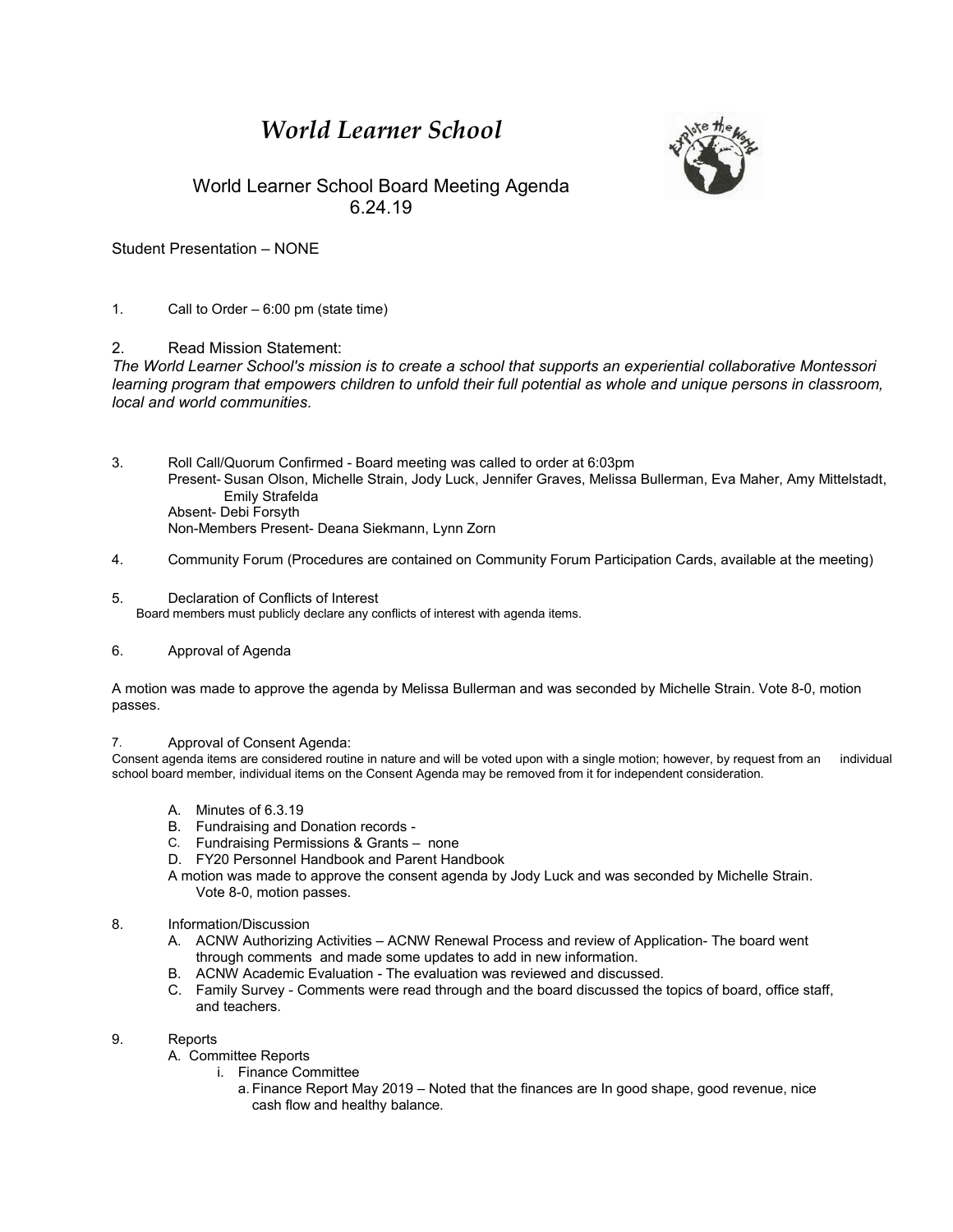# *World Learner School*

## World Learner School Board Meeting Agenda
## 6.24.19

Student Presentation – NONE

1. Call to Order – 6:00 pm (state time)

2. Read Mission Statement:

*The World Learner School's mission is to create a school that supports an experiential collaborative Montessori learning program that empowers children to unfold their full potential as whole and unique persons in classroom, local and world communities.*

3. Roll Call/Quorum Confirmed - Board meeting was called to order at 6:03pm
   Present- Susan Olson, Michelle Strain, Jody Luck, Jennifer Graves, Melissa Bullerman, Eva Maher, Amy Mittelstadt, Emily Strafelda
   Absent- Debi Forsyth
   Non-Members Present- Deana Siekmann, Lynn Zorn

4. Community Forum (Procedures are contained on Community Forum Participation Cards, available at the meeting)

5. Declaration of Conflicts of Interest
   Board members must publicly declare any conflicts of interest with agenda items.

6. Approval of Agenda

A motion was made to approve the agenda by Melissa Bullerman and was seconded by Michelle Strain. Vote 8-0, motion passes.

7. Approval of Consent Agenda:
   Consent agenda items are considered routine in nature and will be voted upon with a single motion; however, by request from an individual school board member, individual items on the Consent Agenda may be removed from it for independent consideration.

   A. Minutes of 6.3.19
   B. Fundraising and Donation records -
   C. Fundraising Permissions & Grants – none
   D. FY20 Personnel Handbook and Parent Handbook

   A motion was made to approve the consent agenda by Jody Luck and was seconded by Michelle Strain. Vote 8-0, motion passes.

8. Information/Discussion
   A. ACNW Authorizing Activities – ACNW Renewal Process and review of Application- The board went through comments and made some updates to add in new information.
   B. ACNW Academic Evaluation - The evaluation was reviewed and discussed.
   C. Family Survey - Comments were read through and the board discussed the topics of board, office staff, and teachers.

9. Reports
   A. Committee Reports
      i. Finance Committee
         a. Finance Report May 2019 – Noted that the finances are In good shape, good revenue, nice cash flow and healthy balance.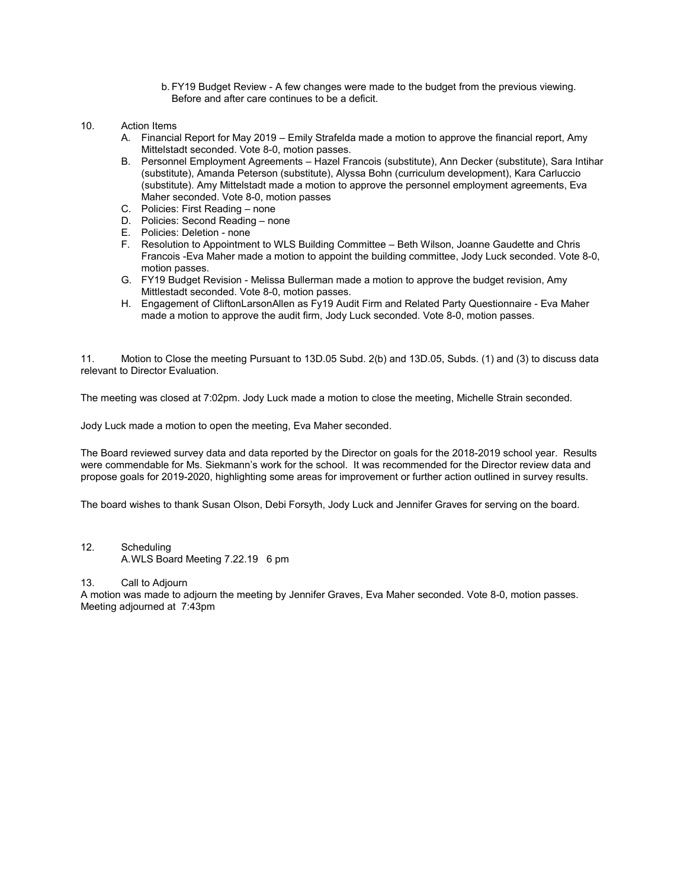b. FY19 Budget Review - A few changes were made to the budget from the previous viewing. Before and after care continues to be a deficit.

10. Action Items
   A. Financial Report for May 2019 – Emily Strafelda made a motion to approve the financial report, Amy Mittelstadt seconded. Vote 8-0, motion passes.
   B. Personnel Employment Agreements – Hazel Francois (substitute), Ann Decker (substitute), Sara Intihar (substitute), Amanda Peterson (substitute), Alyssa Bohn (curriculum development), Kara Carluccio (substitute). Amy Mittelstadt made a motion to approve the personnel employment agreements, Eva Maher seconded. Vote 8-0, motion passes
   C. Policies: First Reading – none
   D. Policies: Second Reading – none
   E. Policies: Deletion - none
   F. Resolution to Appointment to WLS Building Committee – Beth Wilson, Joanne Gaudette and Chris Francois -Eva Maher made a motion to appoint the building committee, Jody Luck seconded. Vote 8-0, motion passes.
   G. FY19 Budget Revision - Melissa Bullerman made a motion to approve the budget revision, Amy Mittlestadt seconded. Vote 8-0, motion passes.
   H. Engagement of CliftonLarsonAllen as Fy19 Audit Firm and Related Party Questionnaire - Eva Maher made a motion to approve the audit firm, Jody Luck seconded. Vote 8-0, motion passes.

11. Motion to Close the meeting Pursuant to 13D.05 Subd. 2(b) and 13D.05, Subds. (1) and (3) to discuss data relevant to Director Evaluation.

The meeting was closed at 7:02pm. Jody Luck made a motion to close the meeting, Michelle Strain seconded.

Jody Luck made a motion to open the meeting, Eva Maher seconded.

The Board reviewed survey data and data reported by the Director on goals for the 2018-2019 school year. Results were commendable for Ms. Siekmann's work for the school. It was recommended for the Director review data and propose goals for 2019-2020, highlighting some areas for improvement or further action outlined in survey results.

The board wishes to thank Susan Olson, Debi Forsyth, Jody Luck and Jennifer Graves for serving on the board.

12. Scheduling
   A. WLS Board Meeting 7.22.19 6 pm

13. Call to Adjourn

A motion was made to adjourn the meeting by Jennifer Graves, Eva Maher seconded. Vote 8-0, motion passes. Meeting adjourned at 7:43pm